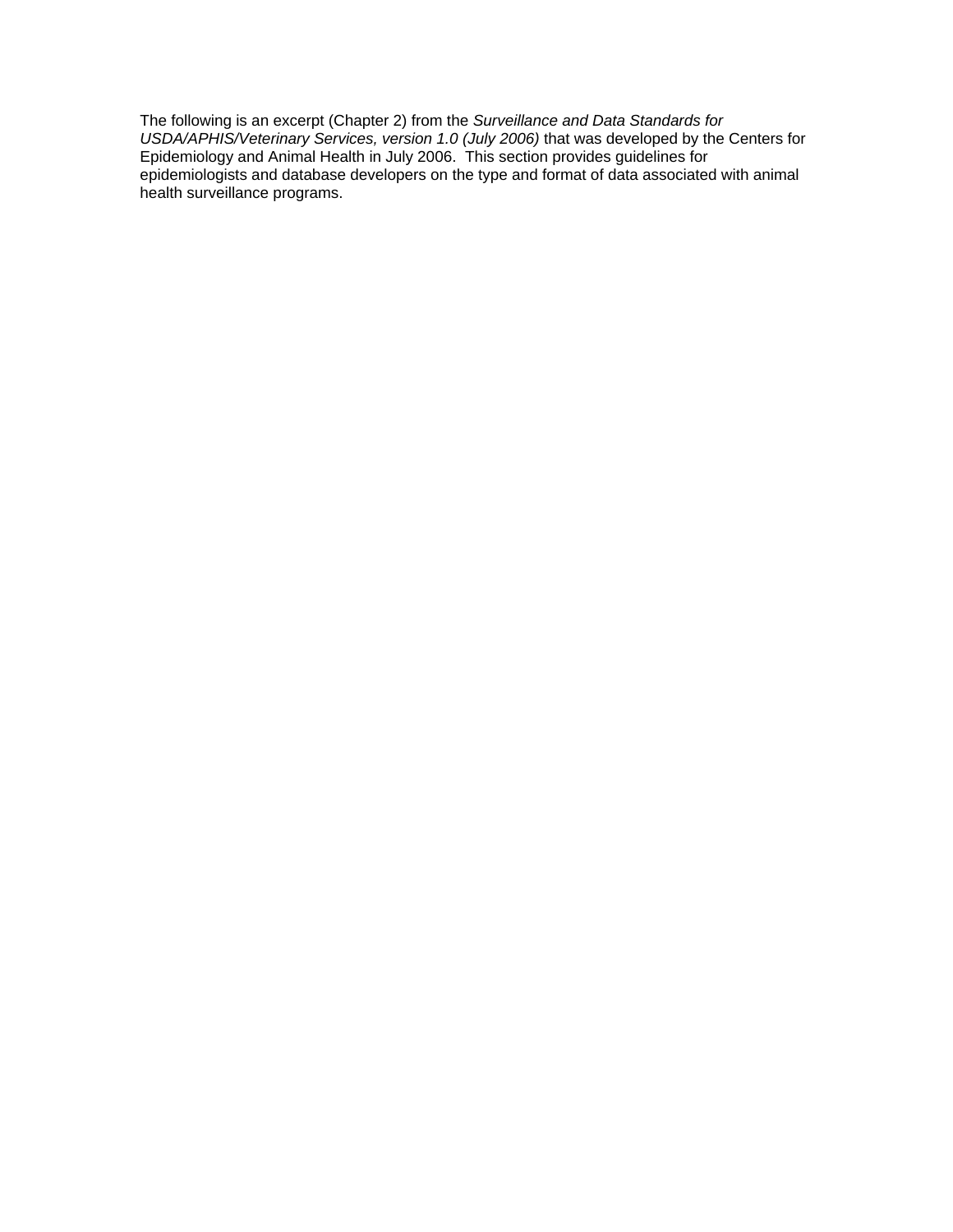The following is an excerpt (Chapter 2) from the *Surveillance and Data Standards for USDA/APHIS/Veterinary Services, version 1.0 (July 2006)* that was developed by the Centers for Epidemiology and Animal Health in July 2006. This section provides guidelines for epidemiologists and database developers on the type and format of data associated with animal health surveillance programs.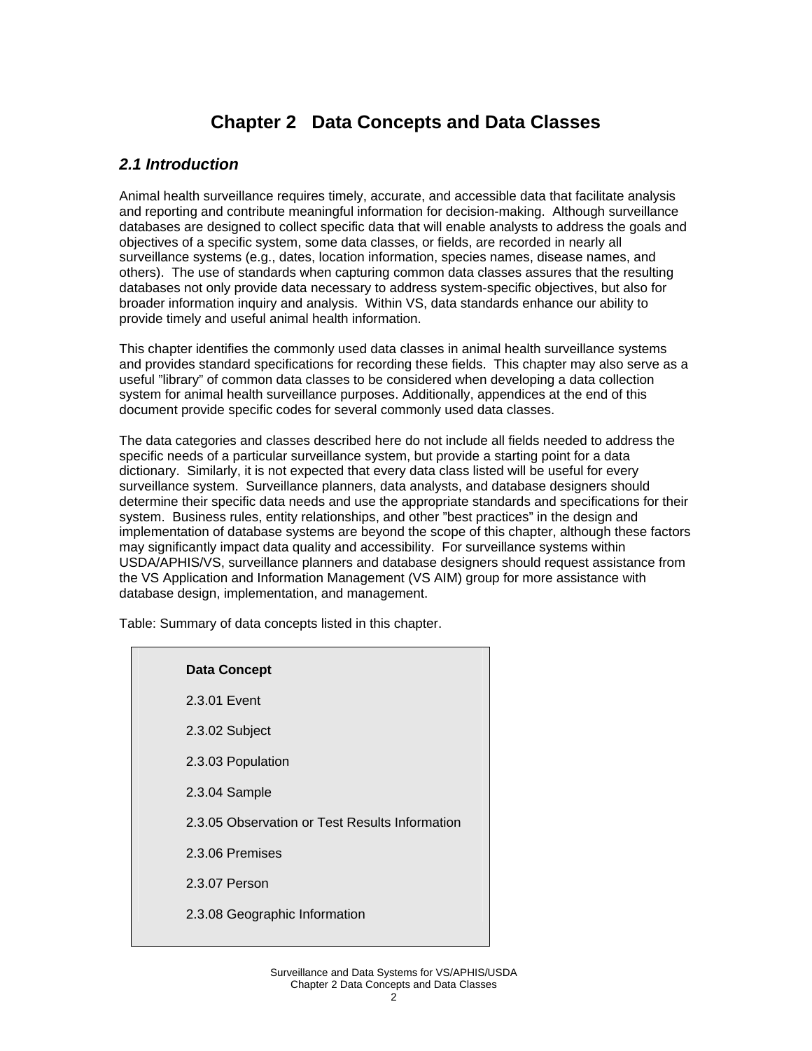# Chapter 2 Data Concepts and Data Classes

## *2.1 Introduction*

Animal health surveillance requires timely, accurate, and accessible data that facilitate analysis and reporting and contribute meaningful information for decision-making. Although surveillance databases are designed to collect specific data that will enable analysts to address the goals and objectives of a specific system, some data classes, or fields, are recorded in nearly all surveillance systems (e.g., dates, location information, species names, disease names, and others). The use of standards when capturing common data classes assures that the resulting databases not only provide data necessary to address system-specific objectives, but also for broader information inquiry and analysis. Within VS, data standards enhance our ability to provide timely and useful animal health information.

This chapter identifies the commonly used data classes in animal health surveillance systems and provides standard specifications for recording these fields. This chapter may also serve as a useful "library" of common data classes to be considered when developing a data collection system for animal health surveillance purposes. Additionally, appendices at the end of this document provide specific codes for several commonly used data classes.

The data categories and classes described here do not include all fields needed to address the specific needs of a particular surveillance system, but provide a starting point for a data dictionary. Similarly, it is not expected that every data class listed will be useful for every surveillance system. Surveillance planners, data analysts, and database designers should determine their specific data needs and use the appropriate standards and specifications for their system. Business rules, entity relationships, and other "best practices" in the design and implementation of database systems are beyond the scope of this chapter, although these factors may significantly impact data quality and accessibility. For surveillance systems within USDA/APHIS/VS, surveillance planners and database designers should request assistance from the VS Application and Information Management (VS AIM) group for more assistance with database design, implementation, and management.

Table: Summary of data concepts listed in this chapter.

| Data Concept |
|---|
| 2.3.01 Event |
| 2.3.02 Subject |
| 2.3.03 Population |
| 2.3.04 Sample |
| 2.3.05 Observation or Test Results Information |
| 2.3.06 Premises |
| 2.3.07 Person |
| 2.3.08 Geographic Information |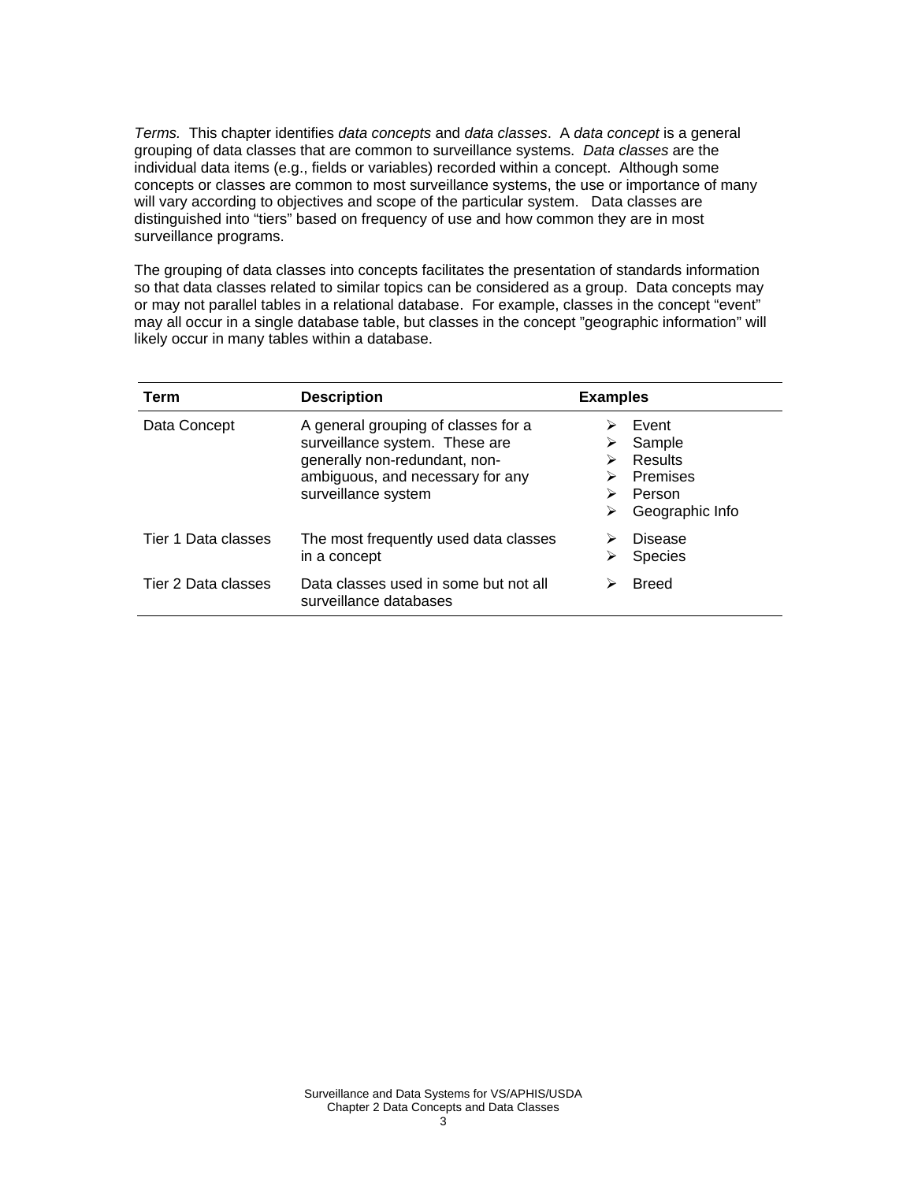*Terms.* This chapter identifies *data concepts* and *data classes*. A *data concept* is a general grouping of data classes that are common to surveillance systems. *Data classes* are the individual data items (e.g., fields or variables) recorded within a concept. Although some concepts or classes are common to most surveillance systems, the use or importance of many will vary according to objectives and scope of the particular system. Data classes are distinguished into "tiers" based on frequency of use and how common they are in most surveillance programs.

The grouping of data classes into concepts facilitates the presentation of standards information so that data classes related to similar topics can be considered as a group. Data concepts may or may not parallel tables in a relational database. For example, classes in the concept "event" may all occur in a single database table, but classes in the concept "geographic information" will likely occur in many tables within a database.

| Term | Description | Examples |
|---|---|---|
| Data Concept | A general grouping of classes for a surveillance system. These are generally non-redundant, non-ambiguous, and necessary for any surveillance system | ➢ Event<br>➢ Sample<br>➢ Results<br>➢ Premises<br>➢ Person<br>➢ Geographic Info |
| Tier 1 Data classes | The most frequently used data classes in a concept | ➢ Disease<br>➢ Species |
| Tier 2 Data classes | Data classes used in some but not all surveillance databases | ➢ Breed |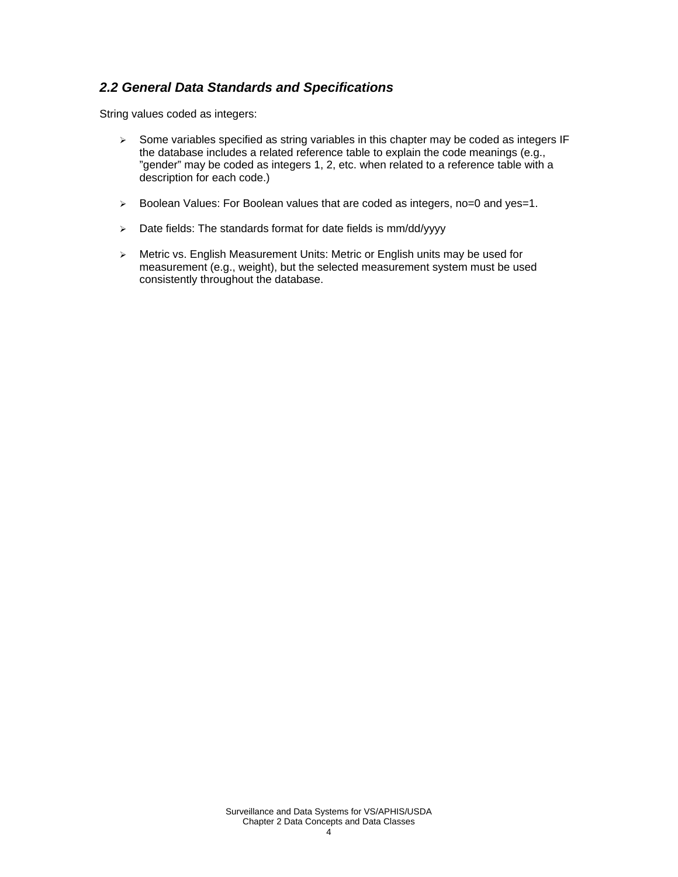## *2.2 General Data Standards and Specifications*

String values coded as integers:

- Some variables specified as string variables in this chapter may be coded as integers IF the database includes a related reference table to explain the code meanings (e.g., "gender" may be coded as integers 1, 2, etc. when related to a reference table with a description for each code.)

- Boolean Values: For Boolean values that are coded as integers, no=0 and yes=1.

- Date fields: The standards format for date fields is mm/dd/yyyy

- Metric vs. English Measurement Units: Metric or English units may be used for measurement (e.g., weight), but the selected measurement system must be used consistently throughout the database.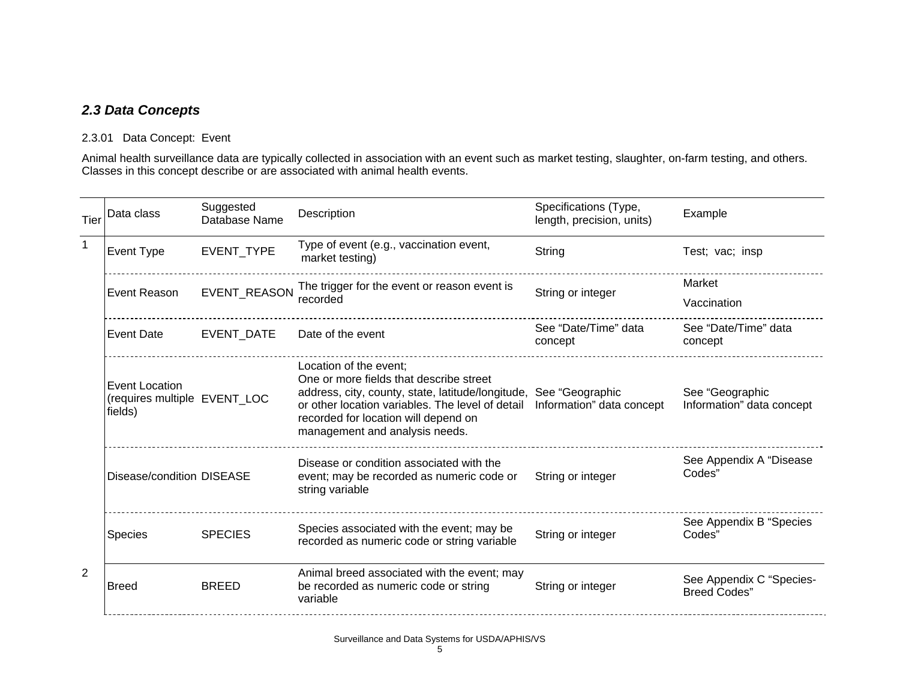## *2.3 Data Concepts*

2.3.01 Data Concept: Event

Animal health surveillance data are typically collected in association with an event such as market testing, slaughter, on-farm testing, and others. Classes in this concept describe or are associated with animal health events.

| Tier | Data class | Suggested Database Name | Description | Specifications (Type, length, precision, units) | Example |
|---|---|---|---|---|---|
| 1 | Event Type | EVENT_TYPE | Type of event (e.g., vaccination event, market testing) | String | Test; vac; insp |
| | Event Reason | EVENT_REASON | The trigger for the event or reason event is recorded | String or integer | Market<br>Vaccination |
| | Event Date | EVENT_DATE | Date of the event | See "Date/Time" data concept | See "Date/Time" data concept |
| | Event Location (requires multiple fields) | EVENT_LOC | Location of the event;<br>One or more fields that describe street address, city, county, state, latitude/longitude, or other location variables. The level of detail recorded for location will depend on management and analysis needs. | See "Geographic Information" data concept | See "Geographic Information" data concept |
| | Disease/condition | DISEASE | Disease or condition associated with the event; may be recorded as numeric code or string variable | String or integer | See Appendix A "Disease Codes" |
| | Species | SPECIES | Species associated with the event; may be recorded as numeric code or string variable | String or integer | See Appendix B "Species Codes" |
| 2 | Breed | BREED | Animal breed associated with the event; may be recorded as numeric code or string variable | String or integer | See Appendix C "Species-Breed Codes" |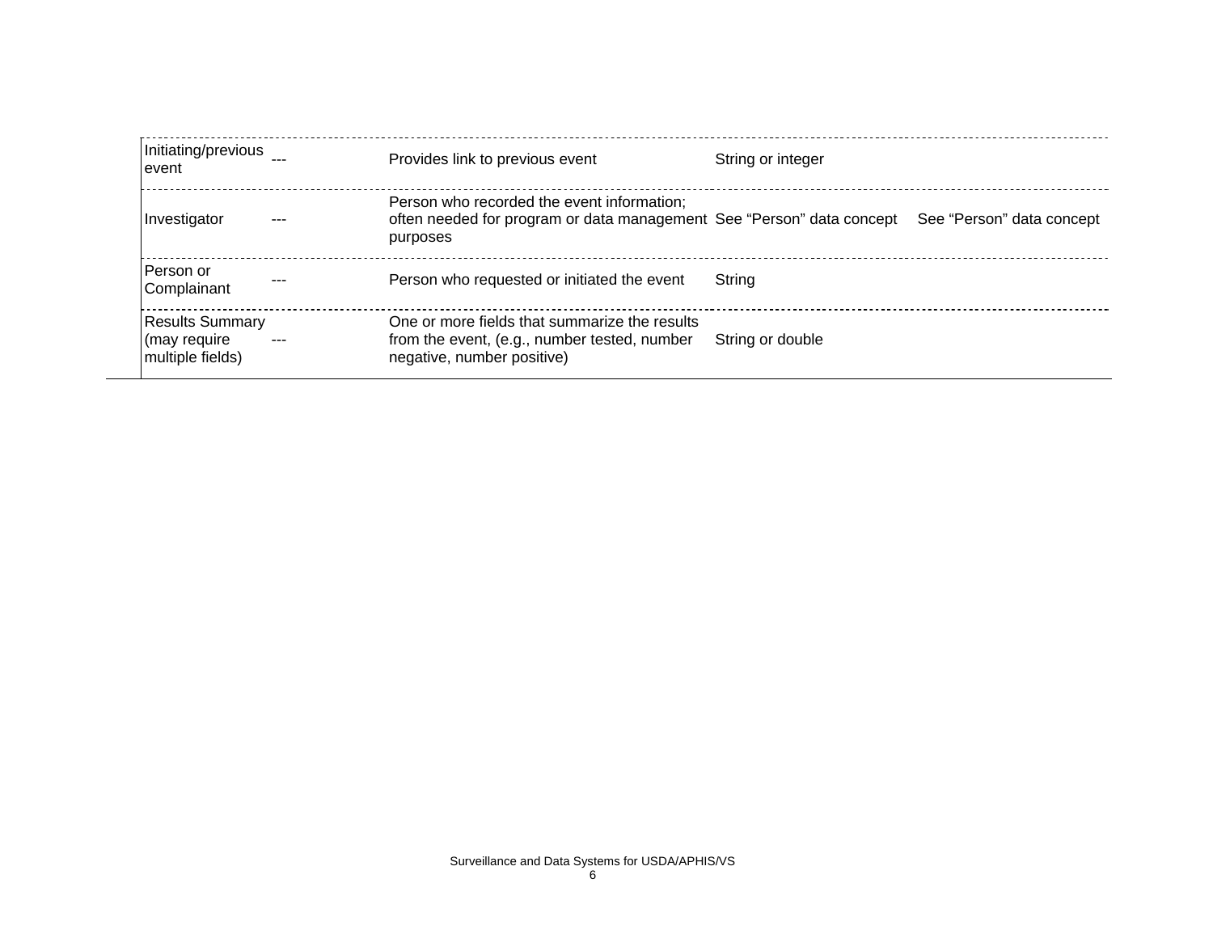| | | | | |
|---|---|---|---|---|
| Initiating/previous event | --- | Provides link to previous event | String or integer | |
| Investigator | --- | Person who recorded the event information; often needed for program or data management purposes | See “Person” data concept | See “Person” data concept |
| Person or Complainant | --- | Person who requested or initiated the event | String | |
| Results Summary (may require multiple fields) | --- | One or more fields that summarize the results from the event, (e.g., number tested, number negative, number positive) | String or double | |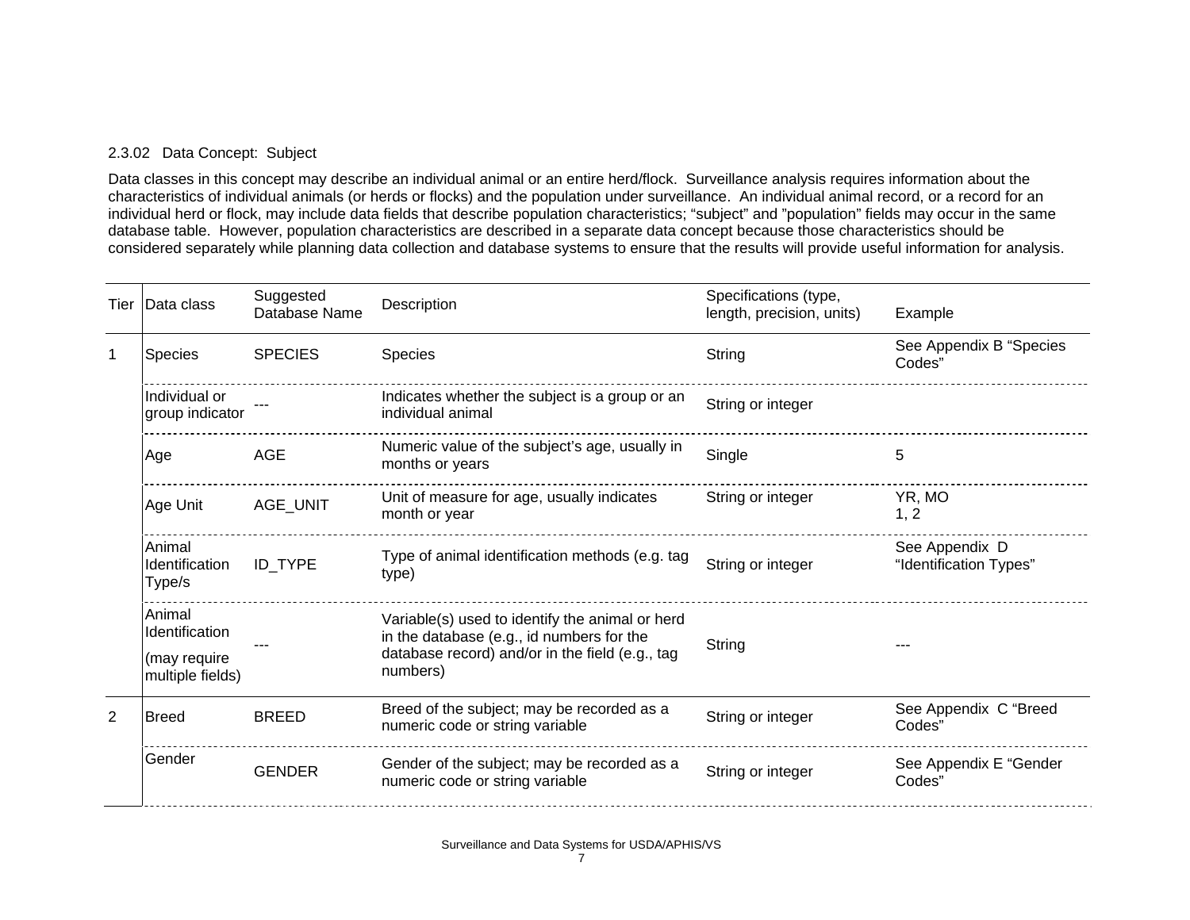### 2.3.02 Data Concept: Subject

Data classes in this concept may describe an individual animal or an entire herd/flock. Surveillance analysis requires information about the characteristics of individual animals (or herds or flocks) and the population under surveillance. An individual animal record, or a record for an individual herd or flock, may include data fields that describe population characteristics; "subject" and "population" fields may occur in the same database table. However, population characteristics are described in a separate data concept because those characteristics should be considered separately while planning data collection and database systems to ensure that the results will provide useful information for analysis.

| Tier | Data class | Suggested Database Name | Description | Specifications (type, length, precision, units) | Example |
|---|---|---|---|---|---|
| 1 | Species | SPECIES | Species | String | See Appendix B "Species Codes" |
| | Individual or group indicator | --- | Indicates whether the subject is a group or an individual animal | String or integer | |
| | Age | AGE | Numeric value of the subject's age, usually in months or years | Single | 5 |
| | Age Unit | AGE_UNIT | Unit of measure for age, usually indicates month or year | String or integer | YR, MO<br>1, 2 |
| | Animal Identification Type/s | ID_TYPE | Type of animal identification methods (e.g. tag type) | String or integer | See Appendix D "Identification Types" |
| | Animal Identification<br>(may require multiple fields) | --- | Variable(s) used to identify the animal or herd in the database (e.g., id numbers for the database record) and/or in the field (e.g., tag numbers) | String | --- |
| 2 | Breed | BREED | Breed of the subject; may be recorded as a numeric code or string variable | String or integer | See Appendix C "Breed Codes" |
| | Gender | GENDER | Gender of the subject; may be recorded as a numeric code or string variable | String or integer | See Appendix E "Gender Codes" |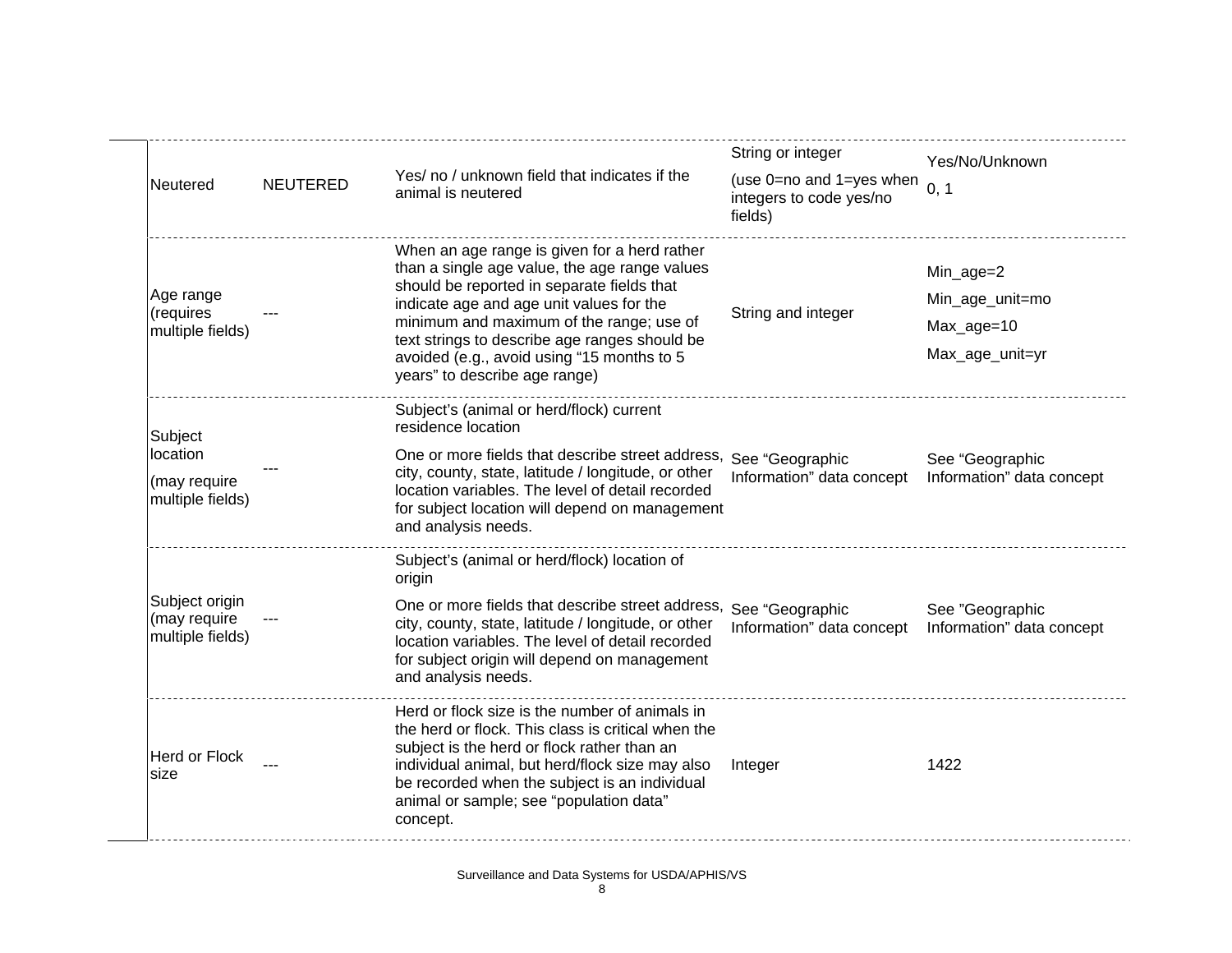| | | | | |
|---|---|---|---|---|
| Neutered | NEUTERED | Yes/ no / unknown field that indicates if the animal is neutered | String or integer<br>(use 0=no and 1=yes when integers to code yes/no fields) | Yes/No/Unknown<br>0, 1 |
| Age range (requires multiple fields) | --- | When an age range is given for a herd rather than a single age value, the age range values should be reported in separate fields that indicate age and age unit values for the minimum and maximum of the range; use of text strings to describe age ranges should be avoided (e.g., avoid using “15 months to 5 years” to describe age range) | String and integer | Min_age=2<br>Min_age_unit=mo<br>Max_age=10<br>Max_age_unit=yr |
| Subject location<br>(may require multiple fields) | --- | Subject’s (animal or herd/flock) current residence location<br>One or more fields that describe street address, city, county, state, latitude / longitude, or other location variables. The level of detail recorded for subject location will depend on management and analysis needs. | See “Geographic Information” data concept | See “Geographic Information” data concept |
| Subject origin (may require multiple fields) | --- | Subject’s (animal or herd/flock) location of origin<br>One or more fields that describe street address, city, county, state, latitude / longitude, or other location variables. The level of detail recorded for subject origin will depend on management and analysis needs. | See “Geographic Information” data concept | See ”Geographic Information” data concept |
| Herd or Flock size | --- | Herd or flock size is the number of animals in the herd or flock. This class is critical when the subject is the herd or flock rather than an individual animal, but herd/flock size may also be recorded when the subject is an individual animal or sample; see “population data” concept. | Integer | 1422 |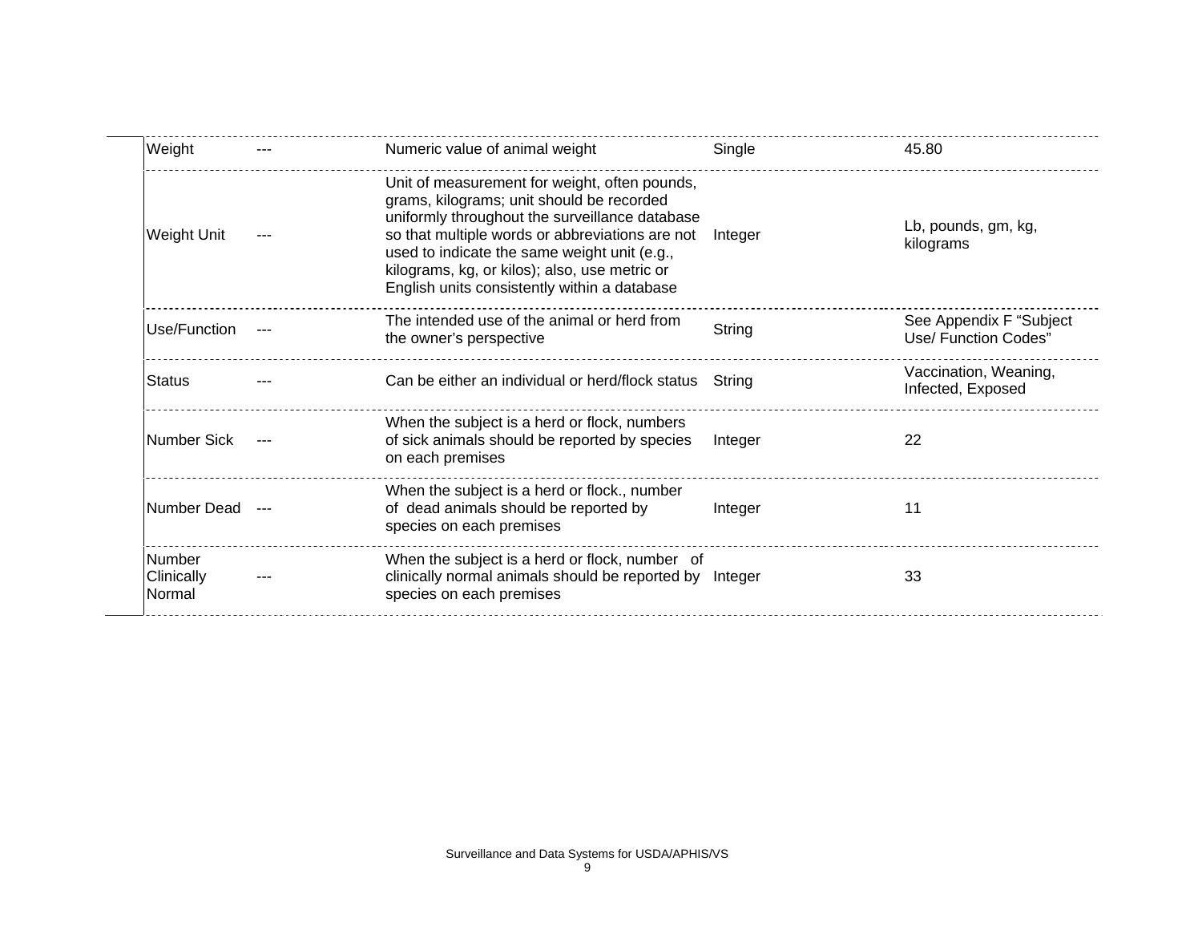| | | | | |
|---|---|---|---|---|
| Weight | --- | Numeric value of animal weight | Single | 45.80 |
| Weight Unit | --- | Unit of measurement for weight, often pounds, grams, kilograms; unit should be recorded uniformly throughout the surveillance database so that multiple words or abbreviations are not used to indicate the same weight unit (e.g., kilograms, kg, or kilos); also, use metric or English units consistently within a database | Integer | Lb, pounds, gm, kg, kilograms |
| Use/Function | --- | The intended use of the animal or herd from the owner's perspective | String | See Appendix F "Subject Use/ Function Codes" |
| Status | --- | Can be either an individual or herd/flock status | String | Vaccination, Weaning, Infected, Exposed |
| Number Sick | --- | When the subject is a herd or flock, numbers of sick animals should be reported by species on each premises | Integer | 22 |
| Number Dead | --- | When the subject is a herd or flock., number of dead animals should be reported by species on each premises | Integer | 11 |
| Number Clinically Normal | --- | When the subject is a herd or flock, number of clinically normal animals should be reported by species on each premises | Integer | 33 |

Surveillance and Data Systems for USDA/APHIS/VS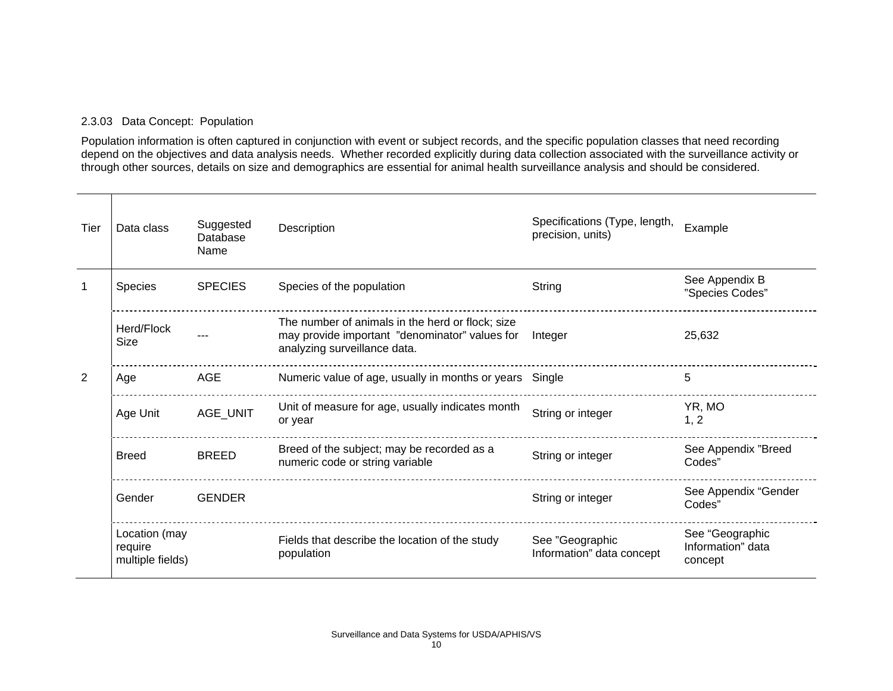2.3.03 Data Concept: Population

Population information is often captured in conjunction with event or subject records, and the specific population classes that need recording depend on the objectives and data analysis needs. Whether recorded explicitly during data collection associated with the surveillance activity or through other sources, details on size and demographics are essential for animal health surveillance analysis and should be considered.

| Tier | Data class | Suggested Database Name | Description | Specifications (Type, length, precision, units) | Example |
|---|---|---|---|---|---|
| 1 | Species | SPECIES | Species of the population | String | See Appendix B "Species Codes" |
| | Herd/Flock Size | --- | The number of animals in the herd or flock; size may provide important "denominator" values for analyzing surveillance data. | Integer | 25,632 |
| 2 | Age | AGE | Numeric value of age, usually in months or years | Single | 5 |
| | Age Unit | AGE_UNIT | Unit of measure for age, usually indicates month or year | String or integer | YR, MO<br>1, 2 |
| | Breed | BREED | Breed of the subject; may be recorded as a numeric code or string variable | String or integer | See Appendix "Breed Codes" |
| | Gender | GENDER | | String or integer | See Appendix "Gender Codes" |
| | Location (may require multiple fields) | | Fields that describe the location of the study population | See "Geographic Information" data concept | See "Geographic Information" data concept |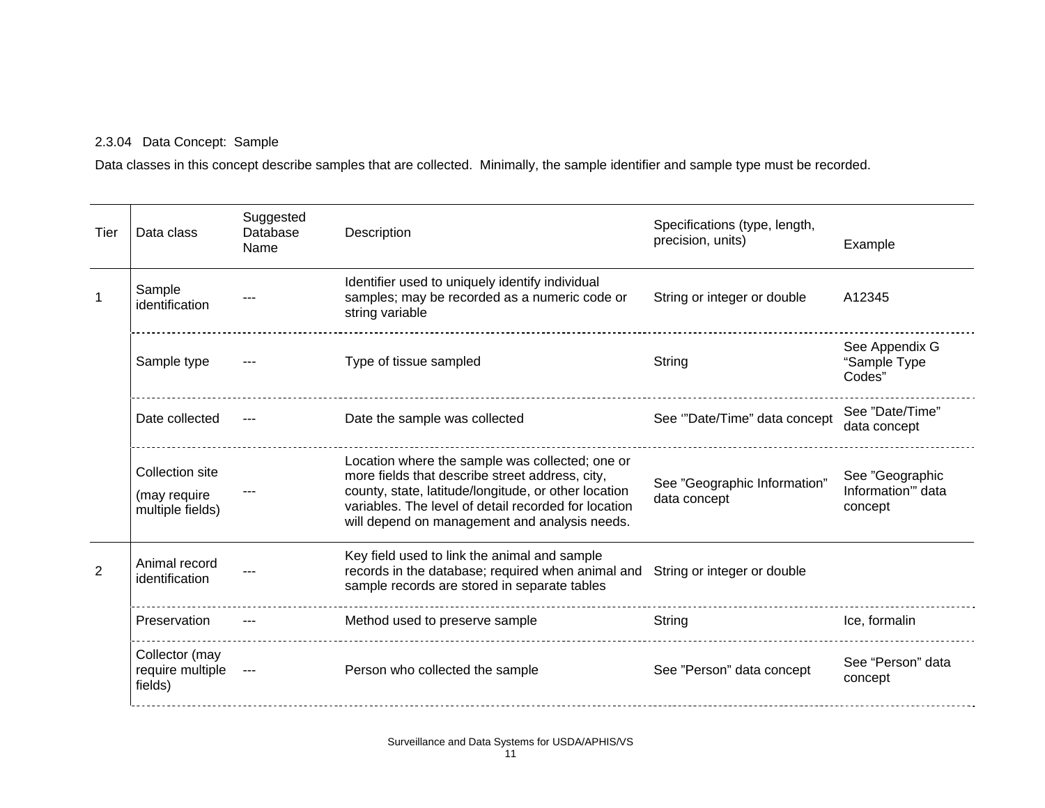2.3.04 Data Concept: Sample

Data classes in this concept describe samples that are collected. Minimally, the sample identifier and sample type must be recorded.

| Tier | Data class | Suggested Database Name | Description | Specifications (type, length, precision, units) | Example |
|---|---|---|---|---|---|
| 1 | Sample identification | --- | Identifier used to uniquely identify individual samples; may be recorded as a numeric code or string variable | String or integer or double | A12345 |
| | Sample type | --- | Type of tissue sampled | String | See Appendix G “Sample Type Codes” |
| | Date collected | --- | Date the sample was collected | See '”Date/Time” data concept | See ”Date/Time” data concept |
| | Collection site (may require multiple fields) | --- | Location where the sample was collected; one or more fields that describe street address, city, county, state, latitude/longitude, or other location variables. The level of detail recorded for location will depend on management and analysis needs. | See ”Geographic Information” data concept | See ”Geographic Information'” data concept |
| 2 | Animal record identification | --- | Key field used to link the animal and sample records in the database; required when animal and sample records are stored in separate tables | String or integer or double | |
| | Preservation | --- | Method used to preserve sample | String | Ice, formalin |
| | Collector (may require multiple fields) | --- | Person who collected the sample | See ”Person” data concept | See “Person” data concept |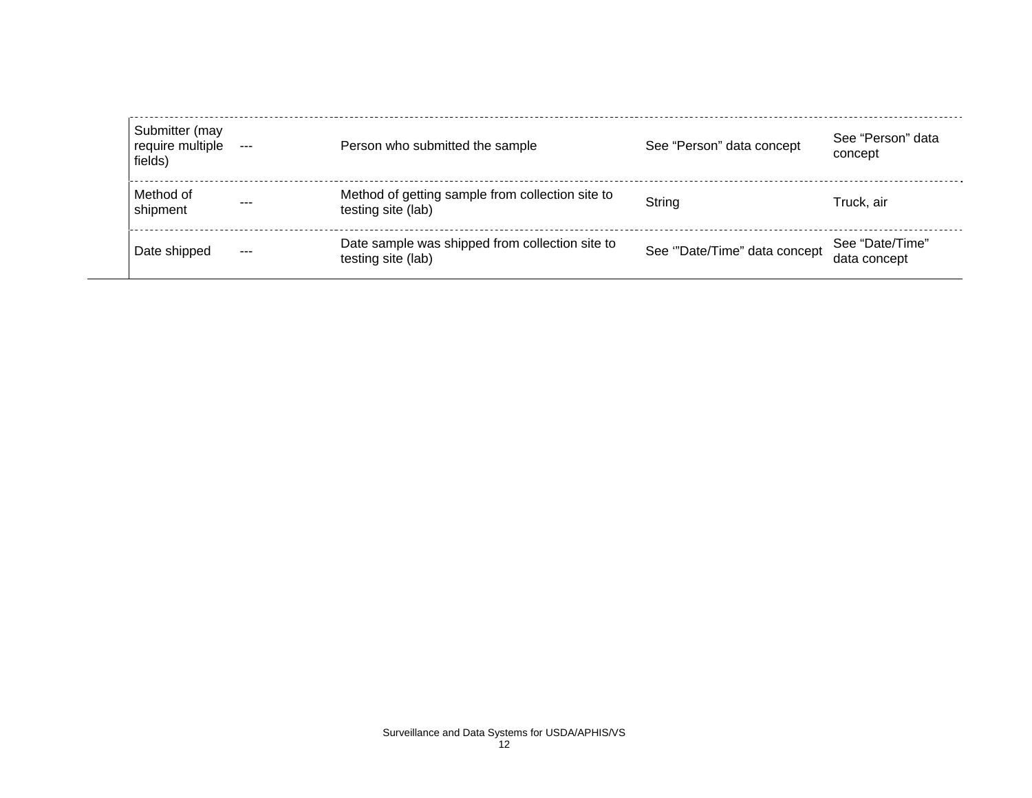| | | | | |
|---|---|---|---|---|
| Submitter (may require multiple fields) | --- | Person who submitted the sample | See “Person” data concept | See “Person” data concept |
| Method of shipment | --- | Method of getting sample from collection site to testing site (lab) | String | Truck, air |
| Date shipped | --- | Date sample was shipped from collection site to testing site (lab) | See ‘”Date/Time” data concept | See “Date/Time” data concept |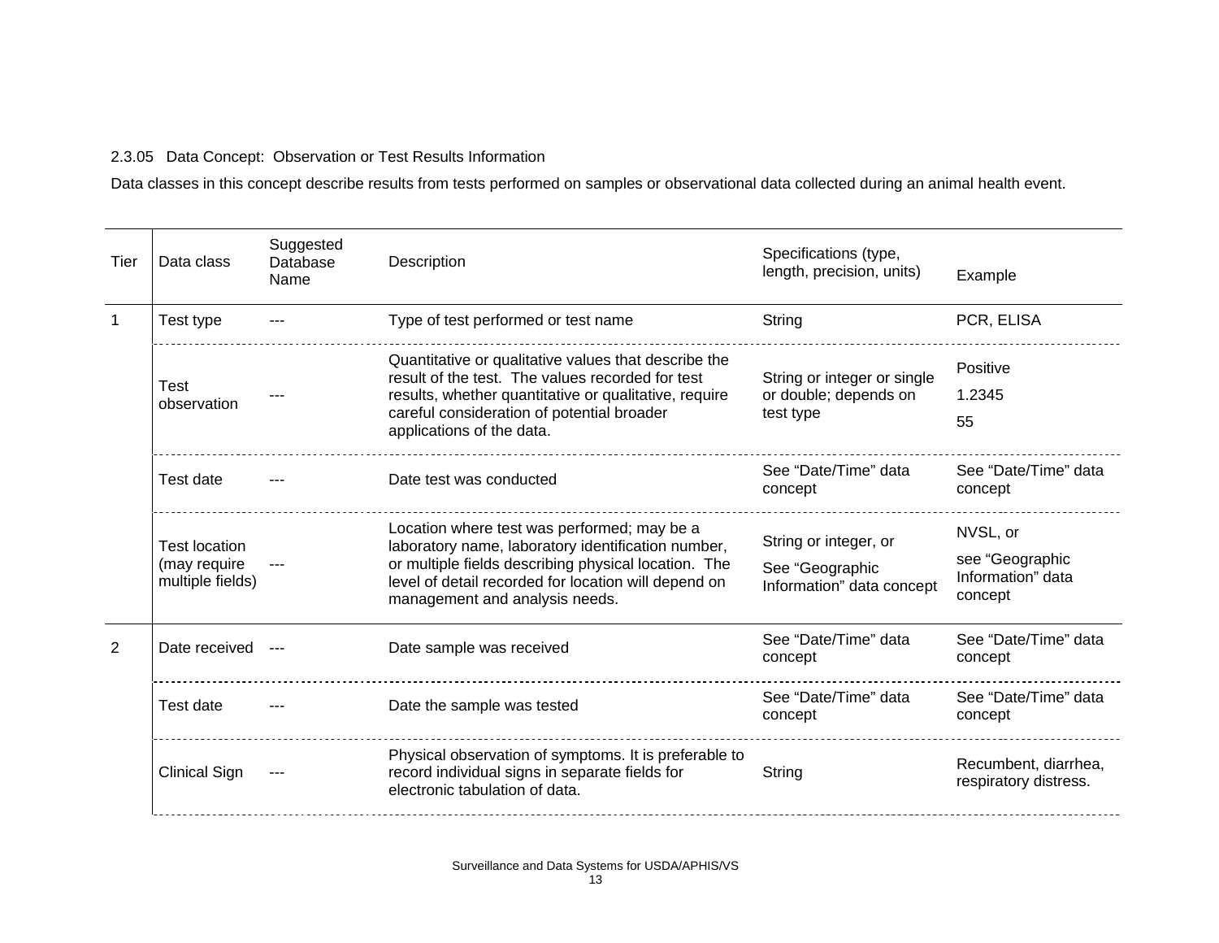### 2.3.05 Data Concept: Observation or Test Results Information

Data classes in this concept describe results from tests performed on samples or observational data collected during an animal health event.

| Tier | Data class | Suggested Database Name | Description | Specifications (type, length, precision, units) | Example |
|---|---|---|---|---|---|
| 1 | Test type | --- | Type of test performed or test name | String | PCR, ELISA |
| | Test observation | --- | Quantitative or qualitative values that describe the result of the test. The values recorded for test results, whether quantitative or qualitative, require careful consideration of potential broader applications of the data. | String or integer or single or double; depends on test type | Positive<br>1.2345<br>55 |
| | Test date | --- | Date test was conducted | See "Date/Time" data concept | See "Date/Time" data concept |
| | Test location (may require multiple fields) | --- | Location where test was performed; may be a laboratory name, laboratory identification number, or multiple fields describing physical location. The level of detail recorded for location will depend on management and analysis needs. | String or integer, or<br>See "Geographic Information" data concept | NVSL, or<br>see "Geographic Information" data concept |
| 2 | Date received | --- | Date sample was received | See "Date/Time" data concept | See "Date/Time" data concept |
| | Test date | --- | Date the sample was tested | See "Date/Time" data concept | See "Date/Time" data concept |
| | Clinical Sign | --- | Physical observation of symptoms. It is preferable to record individual signs in separate fields for electronic tabulation of data. | String | Recumbent, diarrhea, respiratory distress. |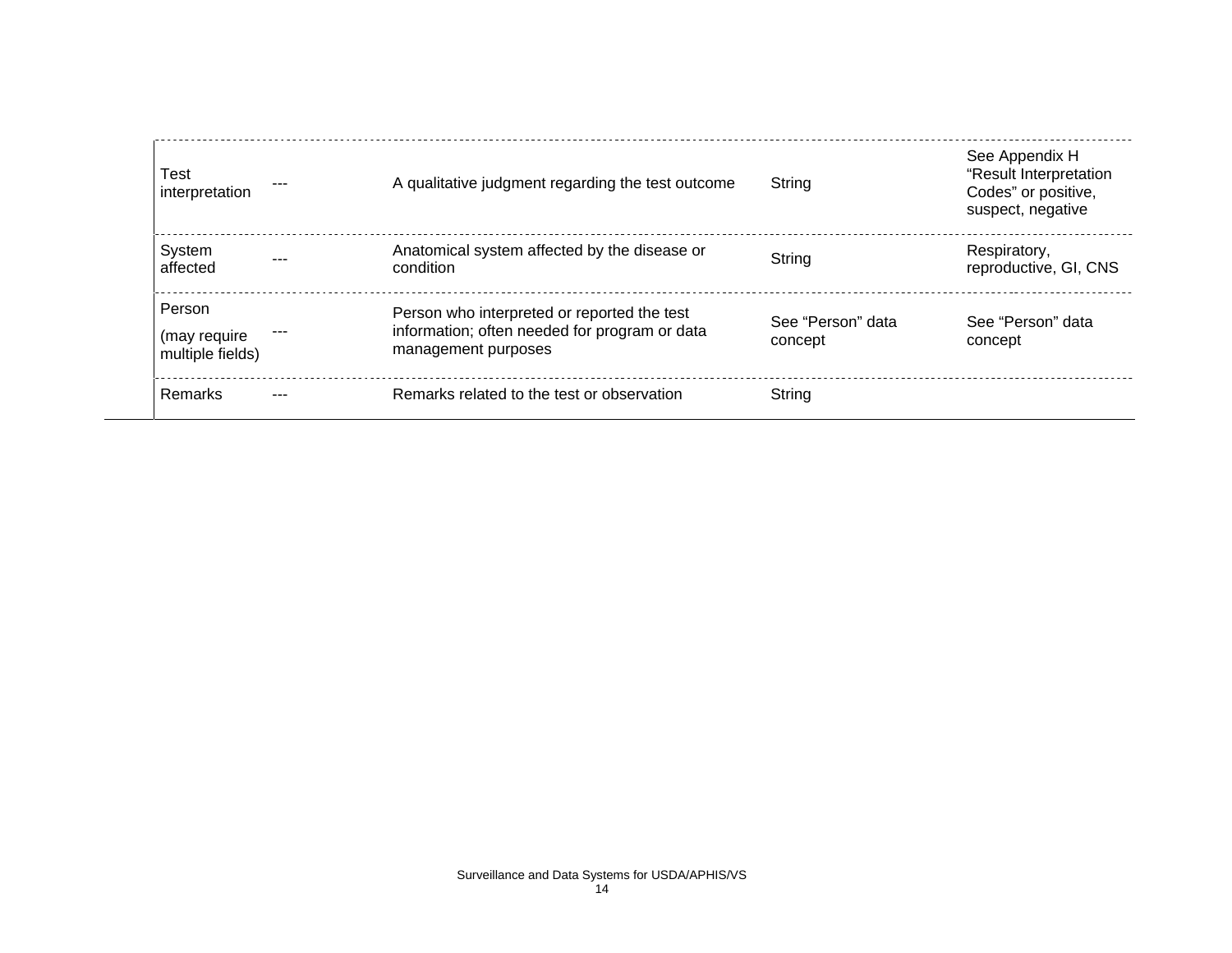| | | | | |
|---|---|---|---|---|
| Test interpretation | --- | A qualitative judgment regarding the test outcome | String | See Appendix H "Result Interpretation Codes" or positive, suspect, negative |
| System affected | --- | Anatomical system affected by the disease or condition | String | Respiratory, reproductive, GI, CNS |
| Person (may require multiple fields) | --- | Person who interpreted or reported the test information; often needed for program or data management purposes | See "Person" data concept | See "Person" data concept |
| Remarks | --- | Remarks related to the test or observation | String | |

Surveillance and Data Systems for USDA/APHIS/VS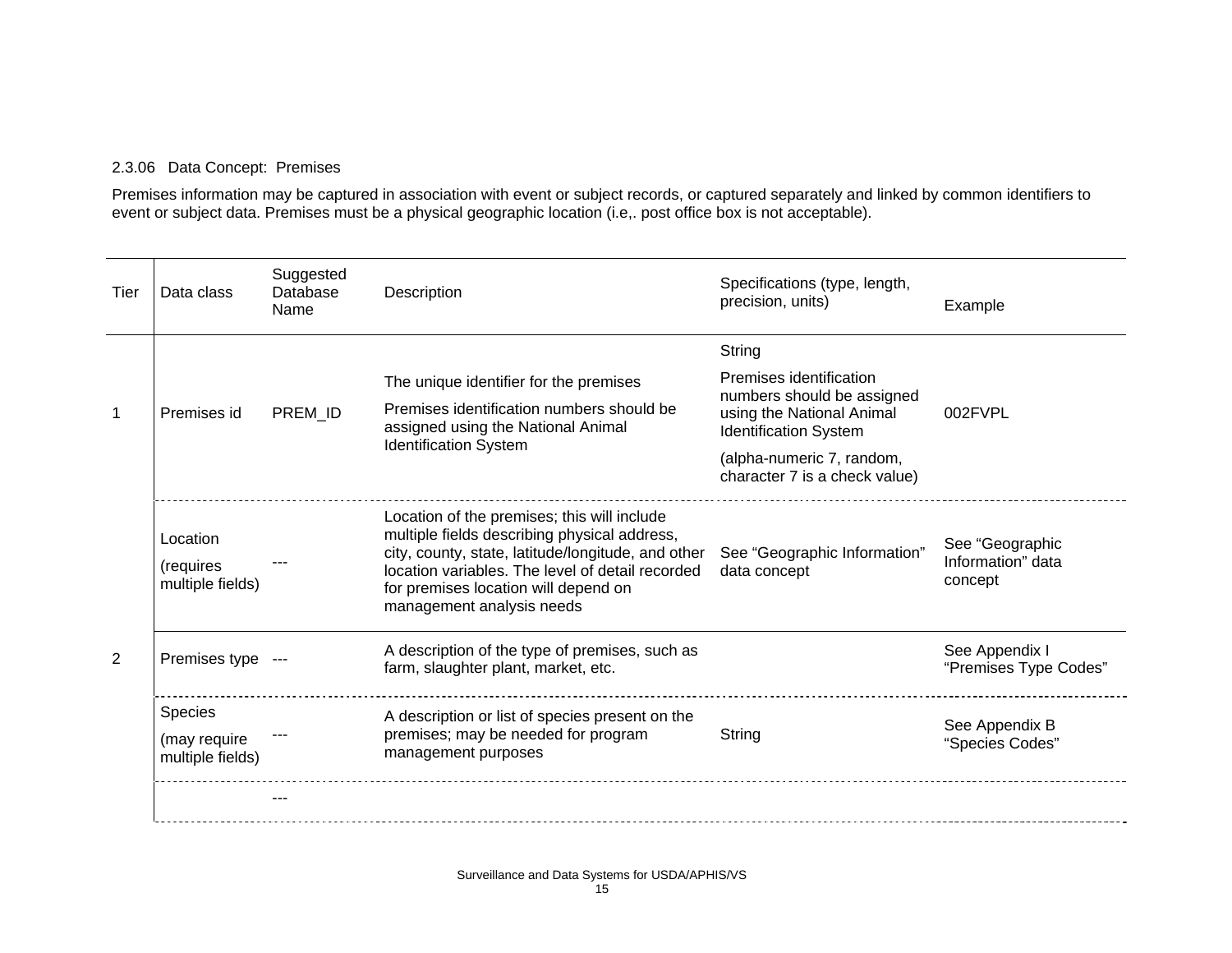2.3.06 Data Concept: Premises

Premises information may be captured in association with event or subject records, or captured separately and linked by common identifiers to event or subject data. Premises must be a physical geographic location (i.e,. post office box is not acceptable).

| Tier | Data class | Suggested Database Name | Description | Specifications (type, length, precision, units) | Example |
|---|---|---|---|---|---|
| 1 | Premises id | PREM_ID | The unique identifier for the premises<br>Premises identification numbers should be assigned using the National Animal Identification System | String<br>Premises identification numbers should be assigned using the National Animal Identification System<br>(alpha-numeric 7, random, character 7 is a check value) | 002FVPL |
| | Location<br>(requires multiple fields) | --- | Location of the premises; this will include multiple fields describing physical address, city, county, state, latitude/longitude, and other location variables. The level of detail recorded for premises location will depend on management analysis needs | See "Geographic Information" data concept | See "Geographic Information" data concept |
| 2 | Premises type | --- | A description of the type of premises, such as farm, slaughter plant, market, etc. | | See Appendix I "Premises Type Codes" |
| | Species<br>(may require multiple fields) | --- | A description or list of species present on the premises; may be needed for program management purposes | String | See Appendix B "Species Codes" |
| | | --- | | | |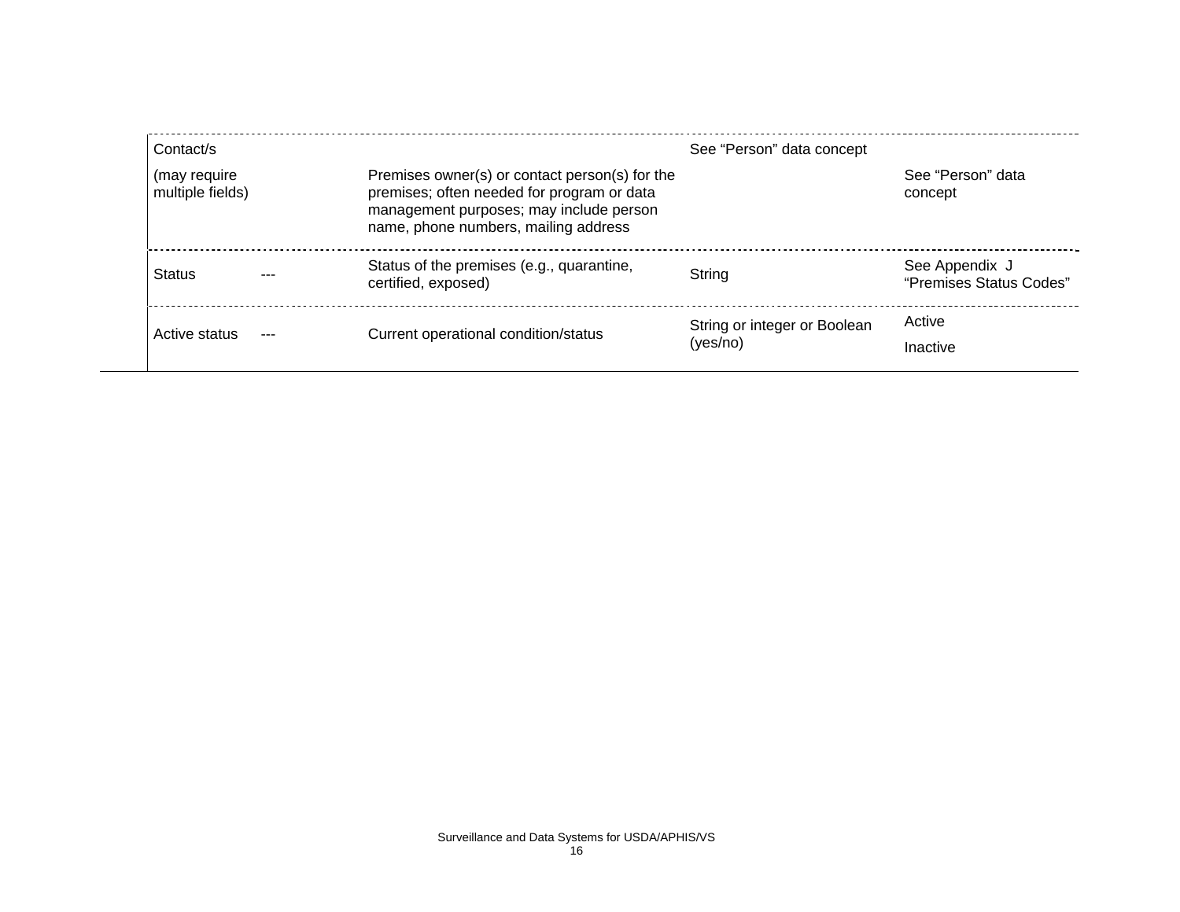| | | | | |
|---|---|---|---|---|
| Contact/s (may require multiple fields) | | Premises owner(s) or contact person(s) for the premises; often needed for program or data management purposes; may include person name, phone numbers, mailing address | See “Person” data concept | See “Person” data concept |
| Status | --- | Status of the premises (e.g., quarantine, certified, exposed) | String | See Appendix J “Premises Status Codes” |
| Active status | --- | Current operational condition/status | String or integer or Boolean (yes/no) | Active<br>Inactive |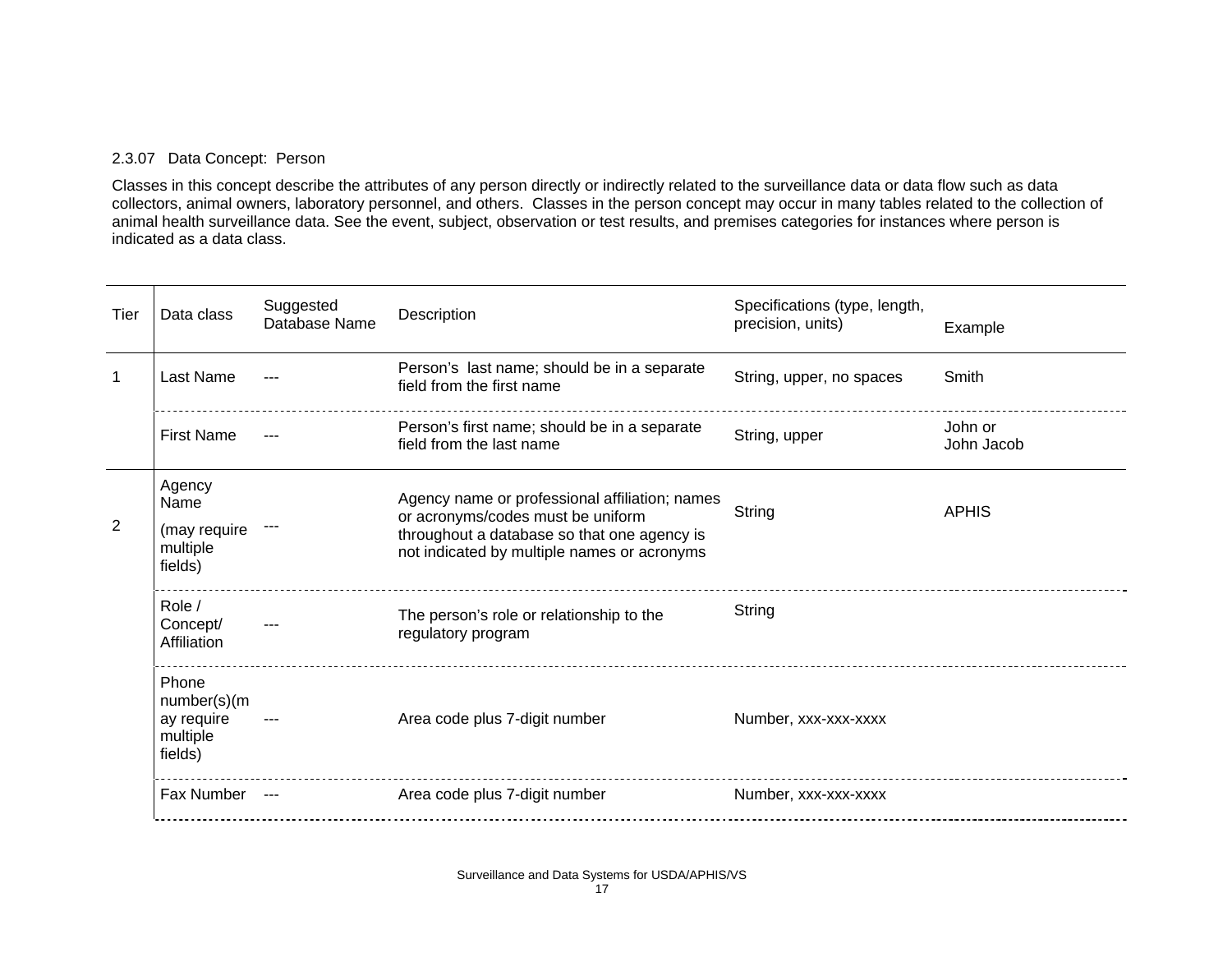2.3.07 Data Concept: Person

Classes in this concept describe the attributes of any person directly or indirectly related to the surveillance data or data flow such as data collectors, animal owners, laboratory personnel, and others. Classes in the person concept may occur in many tables related to the collection of animal health surveillance data. See the event, subject, observation or test results, and premises categories for instances where person is indicated as a data class.

| Tier | Data class | Suggested Database Name | Description | Specifications (type, length, precision, units) | Example |
|---|---|---|---|---|---|
| 1 | Last Name | --- | Person's last name; should be in a separate field from the first name | String, upper, no spaces | Smith |
| | First Name | --- | Person's first name; should be in a separate field from the last name | String, upper | John or John Jacob |
| 2 | Agency Name (may require multiple fields) | --- | Agency name or professional affiliation; names or acronyms/codes must be uniform throughout a database so that one agency is not indicated by multiple names or acronyms | String | APHIS |
| | Role / Concept/ Affiliation | --- | The person's role or relationship to the regulatory program | String | |
| | Phone number(s)(may require multiple fields) | --- | Area code plus 7-digit number | Number, xxx-xxx-xxxx | |
| | Fax Number | --- | Area code plus 7-digit number | Number, xxx-xxx-xxxx | |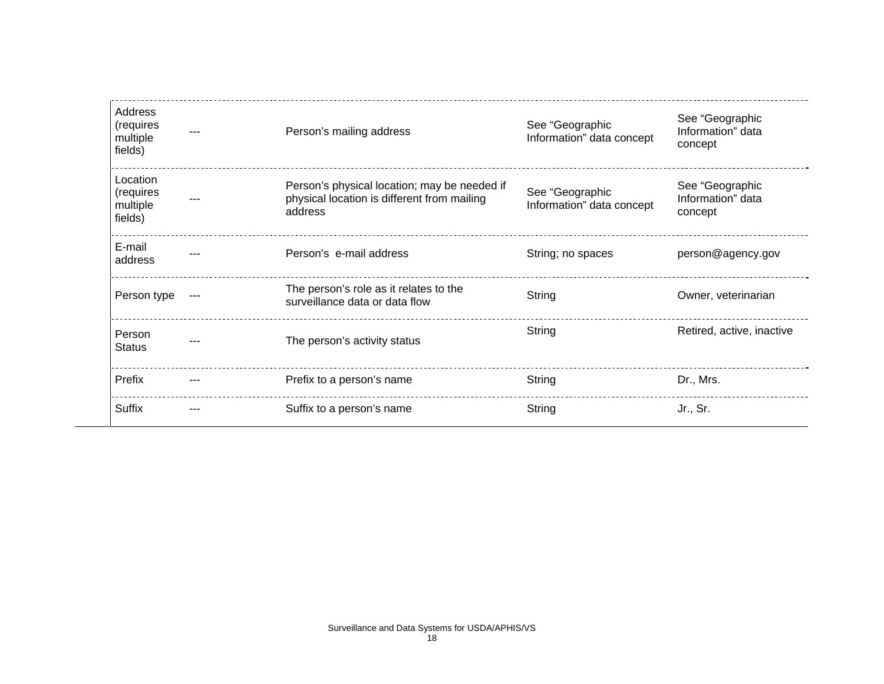| | | | | |
|---|---|---|---|---|
| Address (requires multiple fields) | --- | Person's mailing address | See "Geographic Information" data concept | See "Geographic Information" data concept |
| Location (requires multiple fields) | --- | Person's physical location; may be needed if physical location is different from mailing address | See "Geographic Information" data concept | See "Geographic Information" data concept |
| E-mail address | --- | Person's e-mail address | String; no spaces | person@agency.gov |
| Person type | --- | The person's role as it relates to the surveillance data or data flow | String | Owner, veterinarian |
| Person Status | --- | The person's activity status | String | Retired, active, inactive |
| Prefix | --- | Prefix to a person's name | String | Dr., Mrs. |
| Suffix | --- | Suffix to a person's name | String | Jr., Sr. |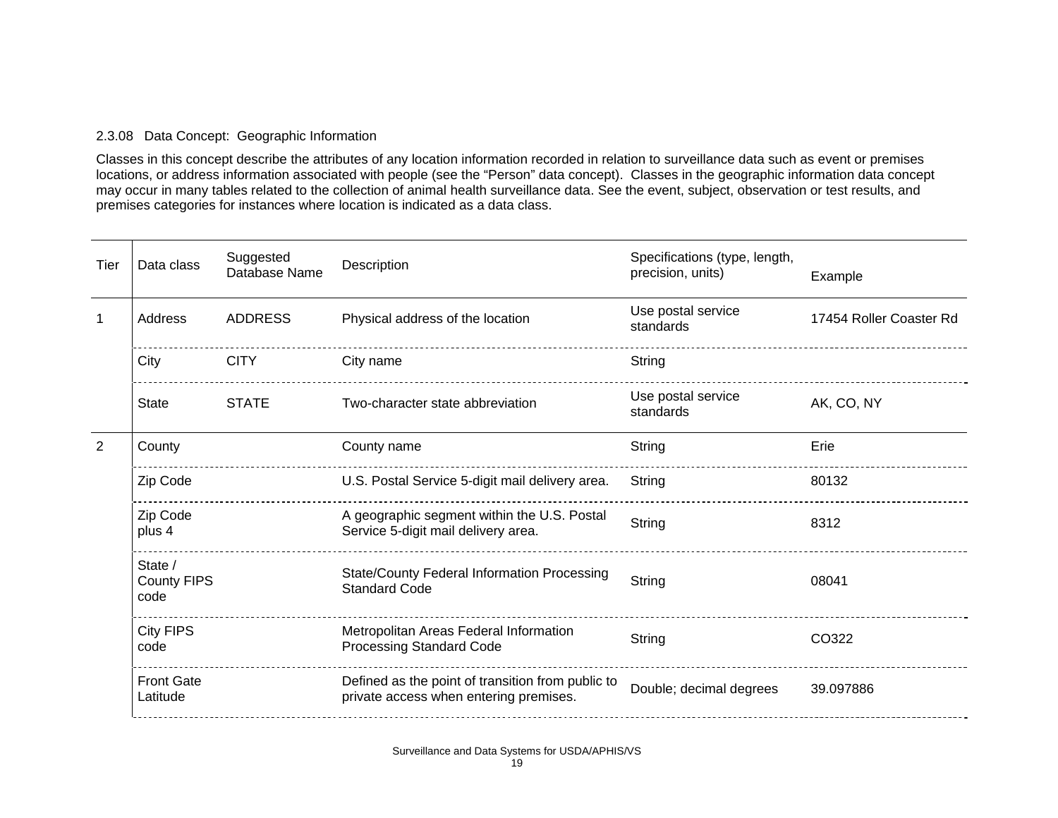2.3.08 Data Concept: Geographic Information

Classes in this concept describe the attributes of any location information recorded in relation to surveillance data such as event or premises locations, or address information associated with people (see the "Person" data concept). Classes in the geographic information data concept may occur in many tables related to the collection of animal health surveillance data. See the event, subject, observation or test results, and premises categories for instances where location is indicated as a data class.

| Tier | Data class | Suggested Database Name | Description | Specifications (type, length, precision, units) | Example |
|---|---|---|---|---|---|
| 1 | Address | ADDRESS | Physical address of the location | Use postal service standards | 17454 Roller Coaster Rd |
| | City | CITY | City name | String | |
| | State | STATE | Two-character state abbreviation | Use postal service standards | AK, CO, NY |
| 2 | County | | County name | String | Erie |
| | Zip Code | | U.S. Postal Service 5-digit mail delivery area. | String | 80132 |
| | Zip Code plus 4 | | A geographic segment within the U.S. Postal Service 5-digit mail delivery area. | String | 8312 |
| | State / County FIPS code | | State/County Federal Information Processing Standard Code | String | 08041 |
| | City FIPS code | | Metropolitan Areas Federal Information Processing Standard Code | String | CO322 |
| | Front Gate Latitude | | Defined as the point of transition from public to private access when entering premises. | Double; decimal degrees | 39.097886 |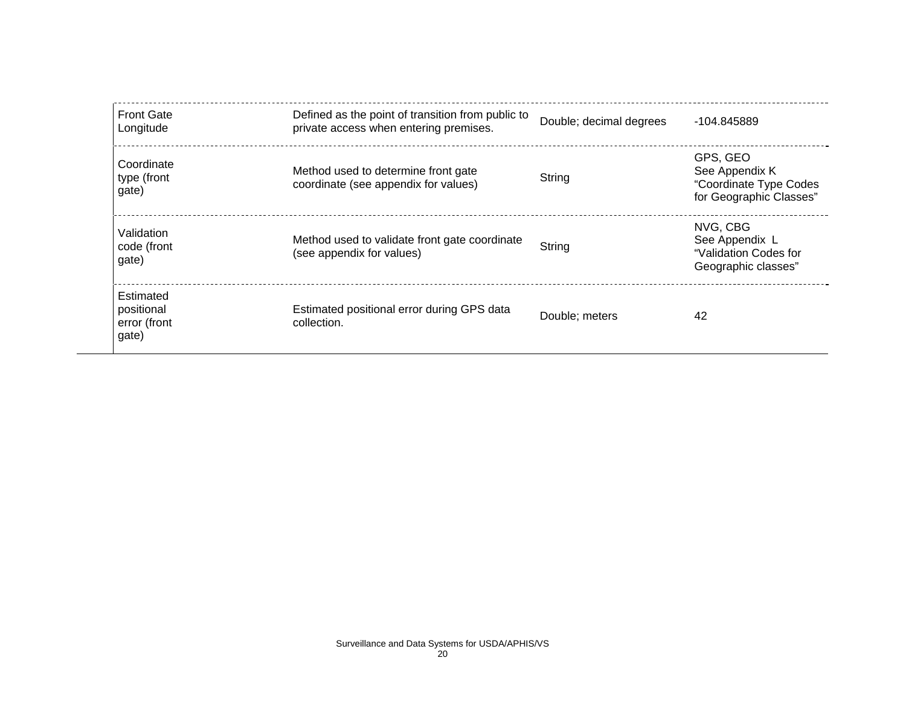| | | | |
|---|---|---|---|
| Front Gate Longitude | Defined as the point of transition from public to private access when entering premises. | Double; decimal degrees | -104.845889 |
| Coordinate type (front gate) | Method used to determine front gate coordinate (see appendix for values) | String | GPS, GEO See Appendix K "Coordinate Type Codes for Geographic Classes" |
| Validation code (front gate) | Method used to validate front gate coordinate (see appendix for values) | String | NVG, CBG See Appendix L "Validation Codes for Geographic classes" |
| Estimated positional error (front gate) | Estimated positional error during GPS data collection. | Double; meters | 42 |